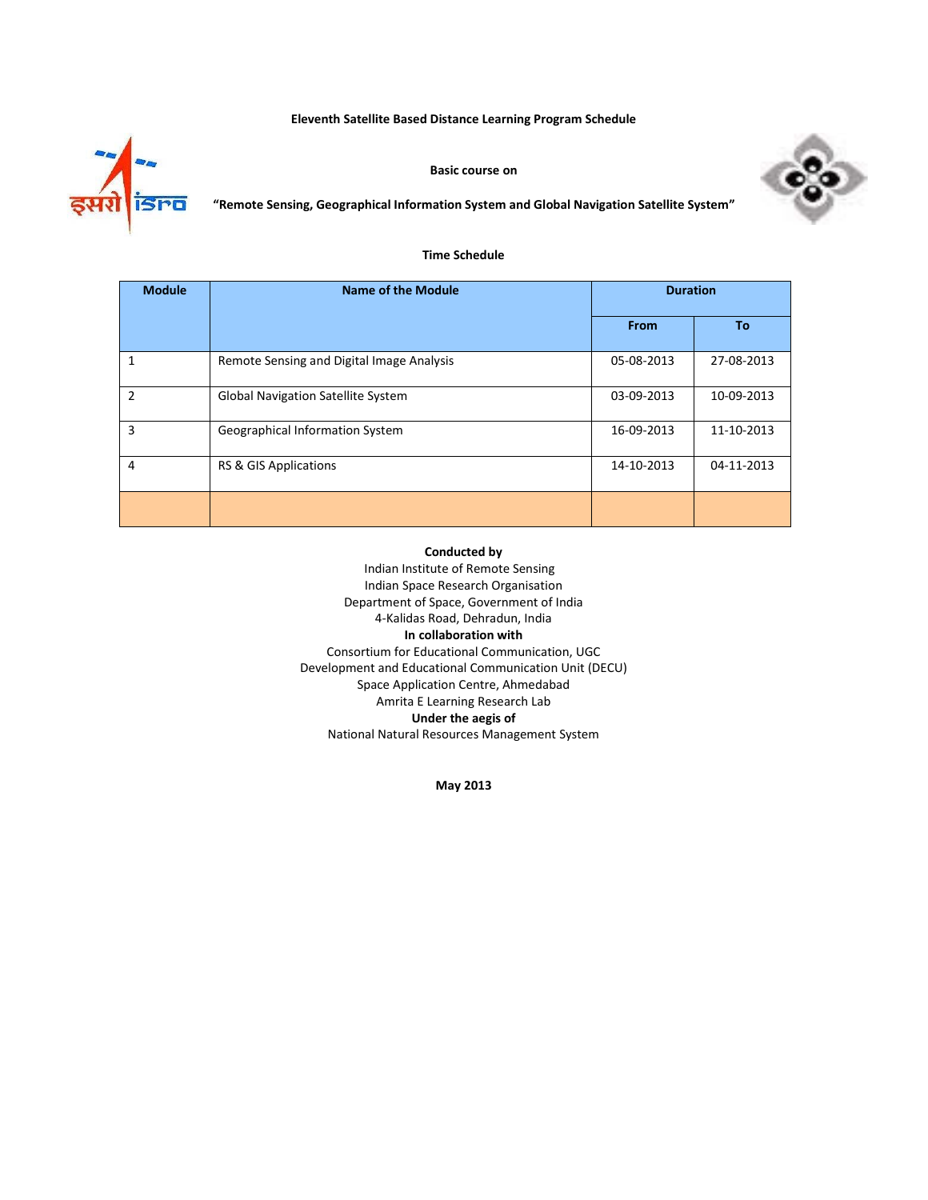**Eleventh Satellite Based Distance Learning Program Schedule**

**Basic course on**

**"Remote Sensing, Geographical Information System and Global Navigation Satellite System"**

**Time Schedule**

| Module | Name of the Module | Duration | |
|---|---|---|---|
| | | From | To |
| 1 | Remote Sensing and Digital Image Analysis | 05-08-2013 | 27-08-2013 |
| 2 | Global Navigation Satellite System | 03-09-2013 | 10-09-2013 |
| 3 | Geographical Information System | 16-09-2013 | 11-10-2013 |
| 4 | RS & GIS Applications | 14-10-2013 | 04-11-2013 |
| | | | |

**Conducted by**

Indian Institute of Remote Sensing
Indian Space Research Organisation
Department of Space, Government of India
4-Kalidas Road, Dehradun, India

**In collaboration with**

Consortium for Educational Communication, UGC
Development and Educational Communication Unit (DECU)
Space Application Centre, Ahmedabad
Amrita E Learning Research Lab

**Under the aegis of**

National Natural Resources Management System

**May 2013**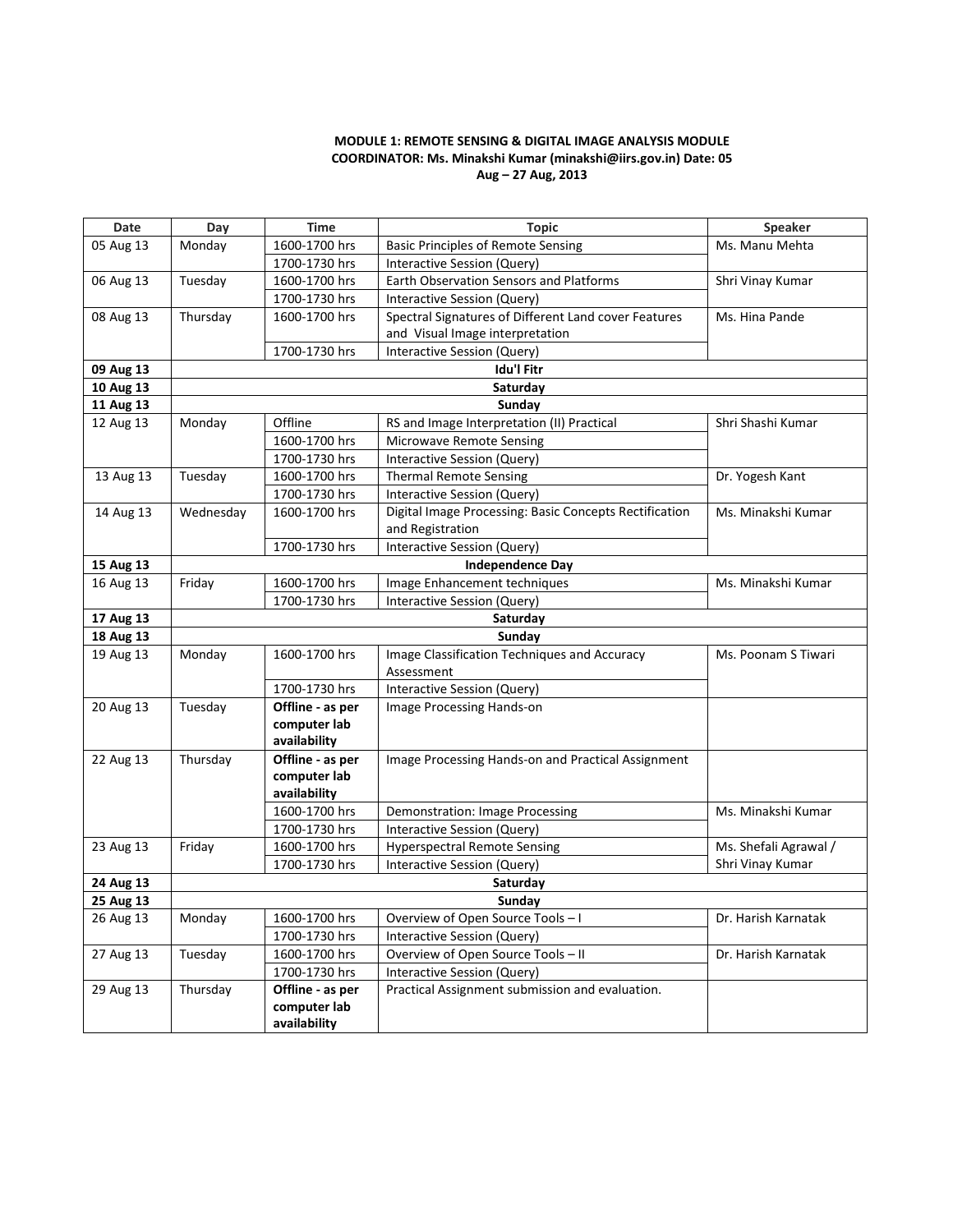**MODULE 1: REMOTE SENSING & DIGITAL IMAGE ANALYSIS MODULE**
**COORDINATOR: Ms. Minakshi Kumar (minakshi@iirs.gov.in) Date: 05 Aug – 27 Aug, 2013**

| Date | Day | Time | Topic | Speaker |
|---|---|---|---|---|
| 05 Aug 13 | Monday | 1600-1700 hrs | Basic Principles of Remote Sensing | Ms. Manu Mehta |
| | | 1700-1730 hrs | Interactive Session (Query) | |
| 06 Aug 13 | Tuesday | 1600-1700 hrs | Earth Observation Sensors and Platforms | Shri Vinay Kumar |
| | | 1700-1730 hrs | Interactive Session (Query) | |
| 08 Aug 13 | Thursday | 1600-1700 hrs | Spectral Signatures of Different Land cover Features and Visual Image interpretation | Ms. Hina Pande |
| | | 1700-1730 hrs | Interactive Session (Query) | |
| **09 Aug 13** | **Idu'l Fitr** | | | |
| **10 Aug 13** | **Saturday** | | | |
| **11 Aug 13** | **Sunday** | | | |
| 12 Aug 13 | Monday | Offline | RS and Image Interpretation (II) Practical | Shri Shashi Kumar |
| | | 1600-1700 hrs | Microwave Remote Sensing | |
| | | 1700-1730 hrs | Interactive Session (Query) | |
| 13 Aug 13 | Tuesday | 1600-1700 hrs | Thermal Remote Sensing | Dr. Yogesh Kant |
| | | 1700-1730 hrs | Interactive Session (Query) | |
| 14 Aug 13 | Wednesday | 1600-1700 hrs | Digital Image Processing: Basic Concepts Rectification and Registration | Ms. Minakshi Kumar |
| | | 1700-1730 hrs | Interactive Session (Query) | |
| **15 Aug 13** | **Independence Day** | | | |
| 16 Aug 13 | Friday | 1600-1700 hrs | Image Enhancement techniques | Ms. Minakshi Kumar |
| | | 1700-1730 hrs | Interactive Session (Query) | |
| **17 Aug 13** | **Saturday** | | | |
| **18 Aug 13** | **Sunday** | | | |
| 19 Aug 13 | Monday | 1600-1700 hrs | Image Classification Techniques and Accuracy Assessment | Ms. Poonam S Tiwari |
| | | 1700-1730 hrs | Interactive Session (Query) | |
| 20 Aug 13 | Tuesday | **Offline - as per computer lab availability** | Image Processing Hands-on | |
| 22 Aug 13 | Thursday | **Offline - as per computer lab availability** | Image Processing Hands-on and Practical Assignment | |
| | | 1600-1700 hrs | Demonstration: Image Processing | Ms. Minakshi Kumar |
| | | 1700-1730 hrs | Interactive Session (Query) | |
| 23 Aug 13 | Friday | 1600-1700 hrs | Hyperspectral Remote Sensing | Ms. Shefali Agrawal / Shri Vinay Kumar |
| | | 1700-1730 hrs | Interactive Session (Query) | |
| **24 Aug 13** | **Saturday** | | | |
| **25 Aug 13** | **Sunday** | | | |
| 26 Aug 13 | Monday | 1600-1700 hrs | Overview of Open Source Tools – I | Dr. Harish Karnatak |
| | | 1700-1730 hrs | Interactive Session (Query) | |
| 27 Aug 13 | Tuesday | 1600-1700 hrs | Overview of Open Source Tools – II | Dr. Harish Karnatak |
| | | 1700-1730 hrs | Interactive Session (Query) | |
| 29 Aug 13 | Thursday | **Offline - as per computer lab availability** | Practical Assignment submission and evaluation. | |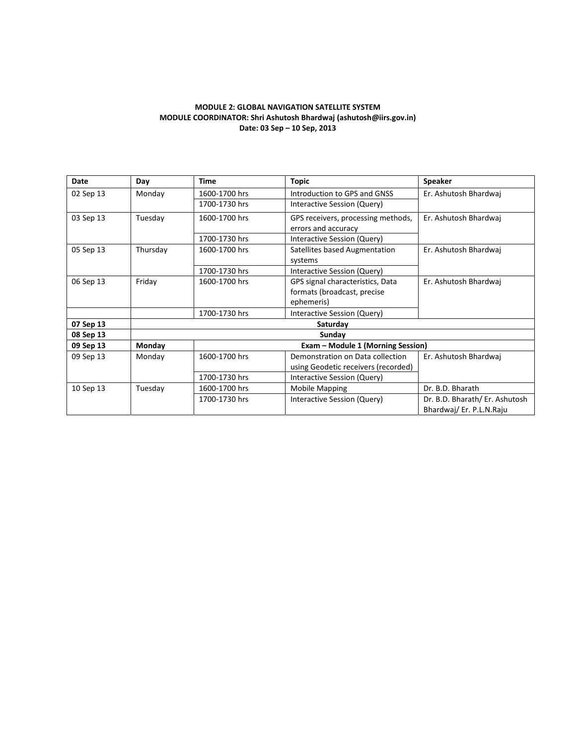**MODULE 2: GLOBAL NAVIGATION SATELLITE SYSTEM**
**MODULE COORDINATOR: Shri Ashutosh Bhardwaj (ashutosh@iirs.gov.in)**
**Date: 03 Sep – 10 Sep, 2013**

| Date | Day | Time | Topic | Speaker |
|---|---|---|---|---|
| 02 Sep 13 | Monday | 1600-1700 hrs | Introduction to GPS and GNSS | Er. Ashutosh Bhardwaj |
| | | 1700-1730 hrs | Interactive Session (Query) | |
| 03 Sep 13 | Tuesday | 1600-1700 hrs | GPS receivers, processing methods, errors and accuracy | Er. Ashutosh Bhardwaj |
| | | 1700-1730 hrs | Interactive Session (Query) | |
| 05 Sep 13 | Thursday | 1600-1700 hrs | Satellites based Augmentation systems | Er. Ashutosh Bhardwaj |
| | | 1700-1730 hrs | Interactive Session (Query) | |
| 06 Sep 13 | Friday | 1600-1700 hrs | GPS signal characteristics, Data formats (broadcast, precise ephemeris) | Er. Ashutosh Bhardwaj |
| | | 1700-1730 hrs | Interactive Session (Query) | |
| **07 Sep 13** | **Saturday** | | | |
| **08 Sep 13** | **Sunday** | | | |
| **09 Sep 13** | **Monday** | **Exam – Module 1 (Morning Session)** | | |
| 09 Sep 13 | Monday | 1600-1700 hrs | Demonstration on Data collection using Geodetic receivers (recorded) | Er. Ashutosh Bhardwaj |
| | | 1700-1730 hrs | Interactive Session (Query) | |
| 10 Sep 13 | Tuesday | 1600-1700 hrs | Mobile Mapping | Dr. B.D. Bharath |
| | | 1700-1730 hrs | Interactive Session (Query) | Dr. B.D. Bharath/ Er. Ashutosh Bhardwaj/ Er. P.L.N.Raju |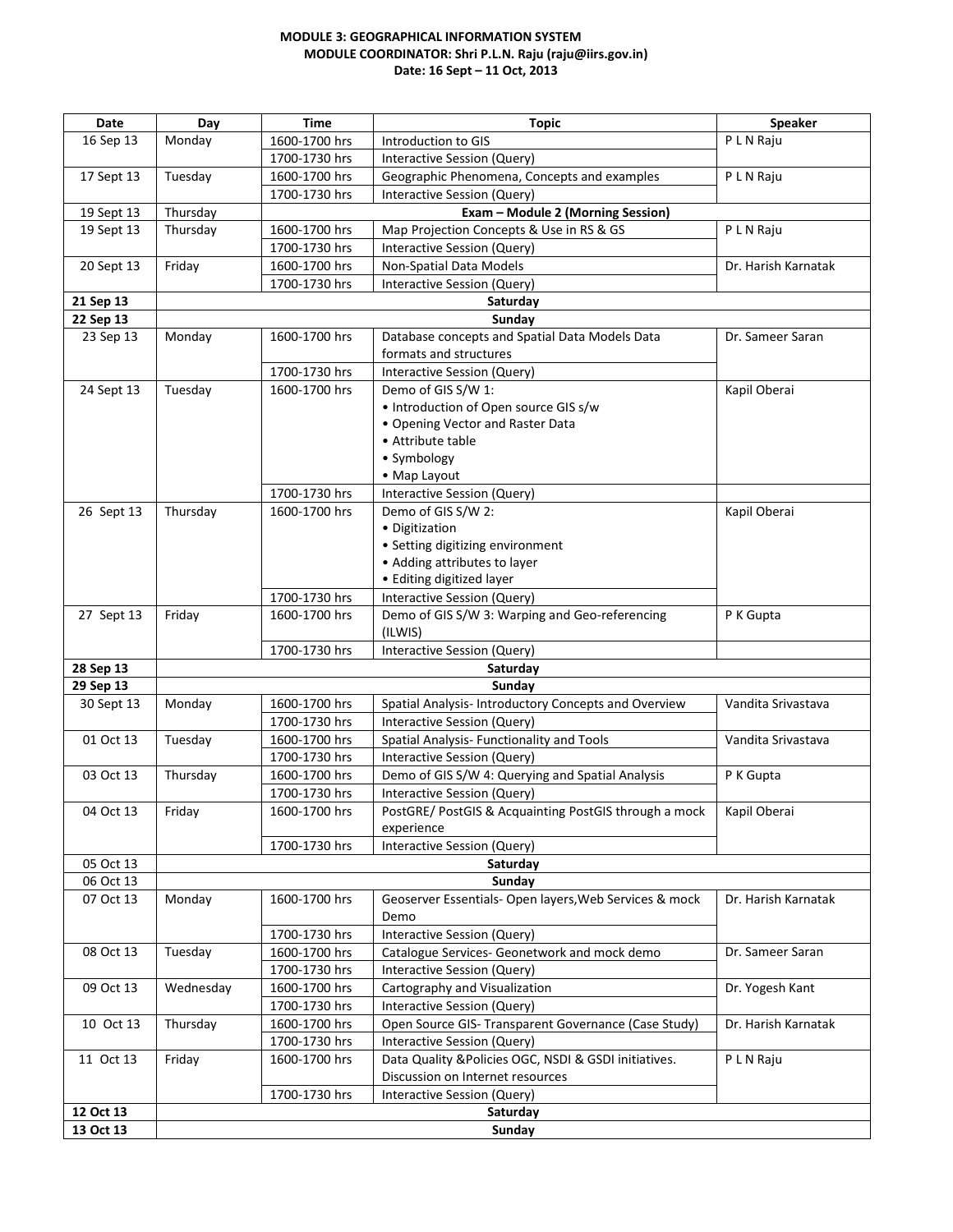**MODULE 3: GEOGRAPHICAL INFORMATION SYSTEM**

**MODULE COORDINATOR: Shri P.L.N. Raju (raju@iirs.gov.in)**

**Date: 16 Sept – 11 Oct, 2013**

| Date | Day | Time | Topic | Speaker |
|---|---|---|---|---|
| 16 Sep 13 | Monday | 1600-1700 hrs | Introduction to GIS | P L N Raju |
| | | 1700-1730 hrs | Interactive Session (Query) | |
| 17 Sept 13 | Tuesday | 1600-1700 hrs | Geographic Phenomena, Concepts and examples | P L N Raju |
| | | 1700-1730 hrs | Interactive Session (Query) | |
| 19 Sept 13 | Thursday | **Exam – Module 2 (Morning Session)** | | |
| 19 Sept 13 | Thursday | 1600-1700 hrs | Map Projection Concepts & Use in RS & GS | P L N Raju |
| | | 1700-1730 hrs | Interactive Session (Query) | |
| 20 Sept 13 | Friday | 1600-1700 hrs | Non-Spatial Data Models | Dr. Harish Karnatak |
| | | 1700-1730 hrs | Interactive Session (Query) | |
| **21 Sep 13** | **Saturday** | | | |
| **22 Sep 13** | **Sunday** | | | |
| 23 Sep 13 | Monday | 1600-1700 hrs | Database concepts and Spatial Data Models Data formats and structures | Dr. Sameer Saran |
| | | 1700-1730 hrs | Interactive Session (Query) | |
| 24 Sept 13 | Tuesday | 1600-1700 hrs | Demo of GIS S/W 1:<br>• Introduction of Open source GIS s/w<br>• Opening Vector and Raster Data<br>• Attribute table<br>• Symbology<br>• Map Layout | Kapil Oberai |
| | | 1700-1730 hrs | Interactive Session (Query) | |
| 26 Sept 13 | Thursday | 1600-1700 hrs | Demo of GIS S/W 2:<br>• Digitization<br>• Setting digitizing environment<br>• Adding attributes to layer<br>• Editing digitized layer | Kapil Oberai |
| | | 1700-1730 hrs | Interactive Session (Query) | |
| 27 Sept 13 | Friday | 1600-1700 hrs | Demo of GIS S/W 3: Warping and Geo-referencing (ILWIS) | P K Gupta |
| | | 1700-1730 hrs | Interactive Session (Query) | |
| **28 Sep 13** | **Saturday** | | | |
| **29 Sep 13** | **Sunday** | | | |
| 30 Sept 13 | Monday | 1600-1700 hrs | Spatial Analysis- Introductory Concepts and Overview | Vandita Srivastava |
| | | 1700-1730 hrs | Interactive Session (Query) | |
| 01 Oct 13 | Tuesday | 1600-1700 hrs | Spatial Analysis- Functionality and Tools | Vandita Srivastava |
| | | 1700-1730 hrs | Interactive Session (Query) | |
| 03 Oct 13 | Thursday | 1600-1700 hrs | Demo of GIS S/W 4: Querying and Spatial Analysis | P K Gupta |
| | | 1700-1730 hrs | Interactive Session (Query) | |
| 04 Oct 13 | Friday | 1600-1700 hrs | PostGRE/ PostGIS & Acquainting PostGIS through a mock experience | Kapil Oberai |
| | | 1700-1730 hrs | Interactive Session (Query) | |
| 05 Oct 13 | **Saturday** | | | |
| 06 Oct 13 | **Sunday** | | | |
| 07 Oct 13 | Monday | 1600-1700 hrs | Geoserver Essentials- Open layers,Web Services & mock Demo | Dr. Harish Karnatak |
| | | 1700-1730 hrs | Interactive Session (Query) | |
| 08 Oct 13 | Tuesday | 1600-1700 hrs | Catalogue Services- Geonetwork and mock demo | Dr. Sameer Saran |
| | | 1700-1730 hrs | Interactive Session (Query) | |
| 09 Oct 13 | Wednesday | 1600-1700 hrs | Cartography and Visualization | Dr. Yogesh Kant |
| | | 1700-1730 hrs | Interactive Session (Query) | |
| 10 Oct 13 | Thursday | 1600-1700 hrs | Open Source GIS- Transparent Governance (Case Study) | Dr. Harish Karnatak |
| | | 1700-1730 hrs | Interactive Session (Query) | |
| 11 Oct 13 | Friday | 1600-1700 hrs | Data Quality &Policies OGC, NSDI & GSDI initiatives. Discussion on Internet resources | P L N Raju |
| | | 1700-1730 hrs | Interactive Session (Query) | |
| **12 Oct 13** | **Saturday** | | | |
| **13 Oct 13** | **Sunday** | | | |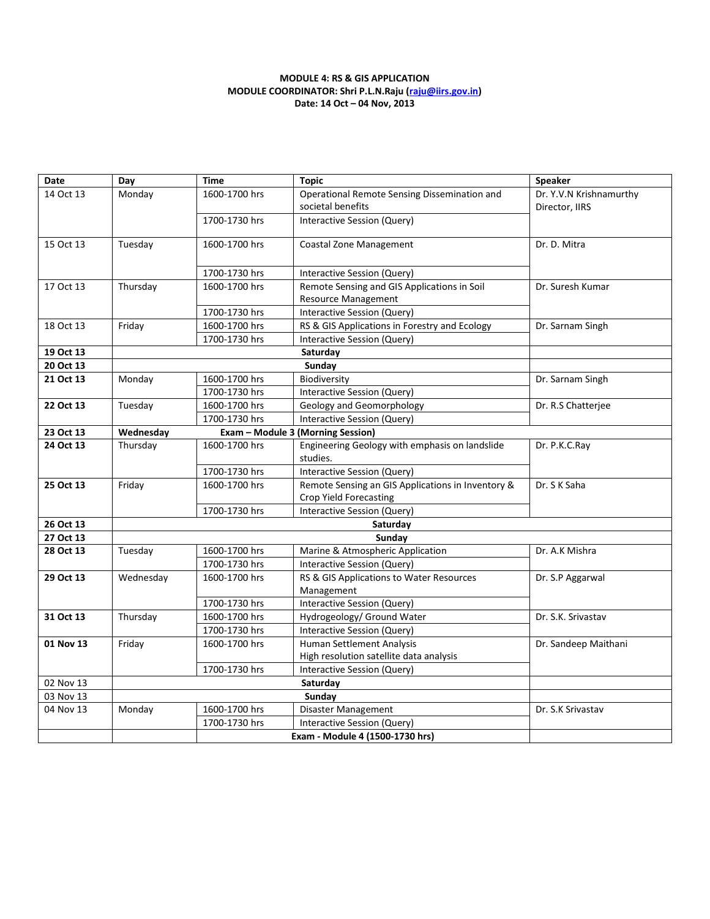**MODULE 4: RS & GIS APPLICATION**
**MODULE COORDINATOR: Shri P.L.N.Raju (raju@iirs.gov.in)**
**Date: 14 Oct – 04 Nov, 2013**

| Date | Day | Time | Topic | Speaker |
|---|---|---|---|---|
| 14 Oct 13 | Monday | 1600-1700 hrs | Operational Remote Sensing Dissemination and societal benefits | Dr. Y.V.N Krishnamurthy Director, IIRS |
| | | 1700-1730 hrs | Interactive Session (Query) | |
| 15 Oct 13 | Tuesday | 1600-1700 hrs | Coastal Zone Management | Dr. D. Mitra |
| | | 1700-1730 hrs | Interactive Session (Query) | |
| 17 Oct 13 | Thursday | 1600-1700 hrs | Remote Sensing and GIS Applications in Soil Resource Management | Dr. Suresh Kumar |
| | | 1700-1730 hrs | Interactive Session (Query) | |
| 18 Oct 13 | Friday | 1600-1700 hrs | RS & GIS Applications in Forestry and Ecology | Dr. Sarnam Singh |
| | | 1700-1730 hrs | Interactive Session (Query) | |
| **19 Oct 13** | | | **Saturday** | |
| **20 Oct 13** | | | **Sunday** | |
| **21 Oct 13** | Monday | 1600-1700 hrs | Biodiversity | Dr. Sarnam Singh |
| | | 1700-1730 hrs | Interactive Session (Query) | |
| **22 Oct 13** | Tuesday | 1600-1700 hrs | Geology and Geomorphology | Dr. R.S Chatterjee |
| | | 1700-1730 hrs | Interactive Session (Query) | |
| **23 Oct 13** | **Wednesday** | | **Exam – Module 3 (Morning Session)** | |
| **24 Oct 13** | Thursday | 1600-1700 hrs | Engineering Geology with emphasis on landslide studies. | Dr. P.K.C.Ray |
| | | 1700-1730 hrs | Interactive Session (Query) | |
| **25 Oct 13** | Friday | 1600-1700 hrs | Remote Sensing an GIS Applications in Inventory & Crop Yield Forecasting | Dr. S K Saha |
| | | 1700-1730 hrs | Interactive Session (Query) | |
| **26 Oct 13** | | | **Saturday** | |
| **27 Oct 13** | | | **Sunday** | |
| **28 Oct 13** | Tuesday | 1600-1700 hrs | Marine & Atmospheric Application | Dr. A.K Mishra |
| | | 1700-1730 hrs | Interactive Session (Query) | |
| **29 Oct 13** | Wednesday | 1600-1700 hrs | RS & GIS Applications to Water Resources Management | Dr. S.P Aggarwal |
| | | 1700-1730 hrs | Interactive Session (Query) | |
| **31 Oct 13** | Thursday | 1600-1700 hrs | Hydrogeology/ Ground Water | Dr. S.K. Srivastav |
| | | 1700-1730 hrs | Interactive Session (Query) | |
| **01 Nov 13** | Friday | 1600-1700 hrs | Human Settlement Analysis<br>High resolution satellite data analysis | Dr. Sandeep Maithani |
| | | 1700-1730 hrs | Interactive Session (Query) | |
| 02 Nov 13 | | | **Saturday** | |
| 03 Nov 13 | | | **Sunday** | |
| 04 Nov 13 | Monday | 1600-1700 hrs | Disaster Management | Dr. S.K Srivastav |
| | | 1700-1730 hrs | Interactive Session (Query) | |
| | | | **Exam - Module 4 (1500-1730 hrs)** | |